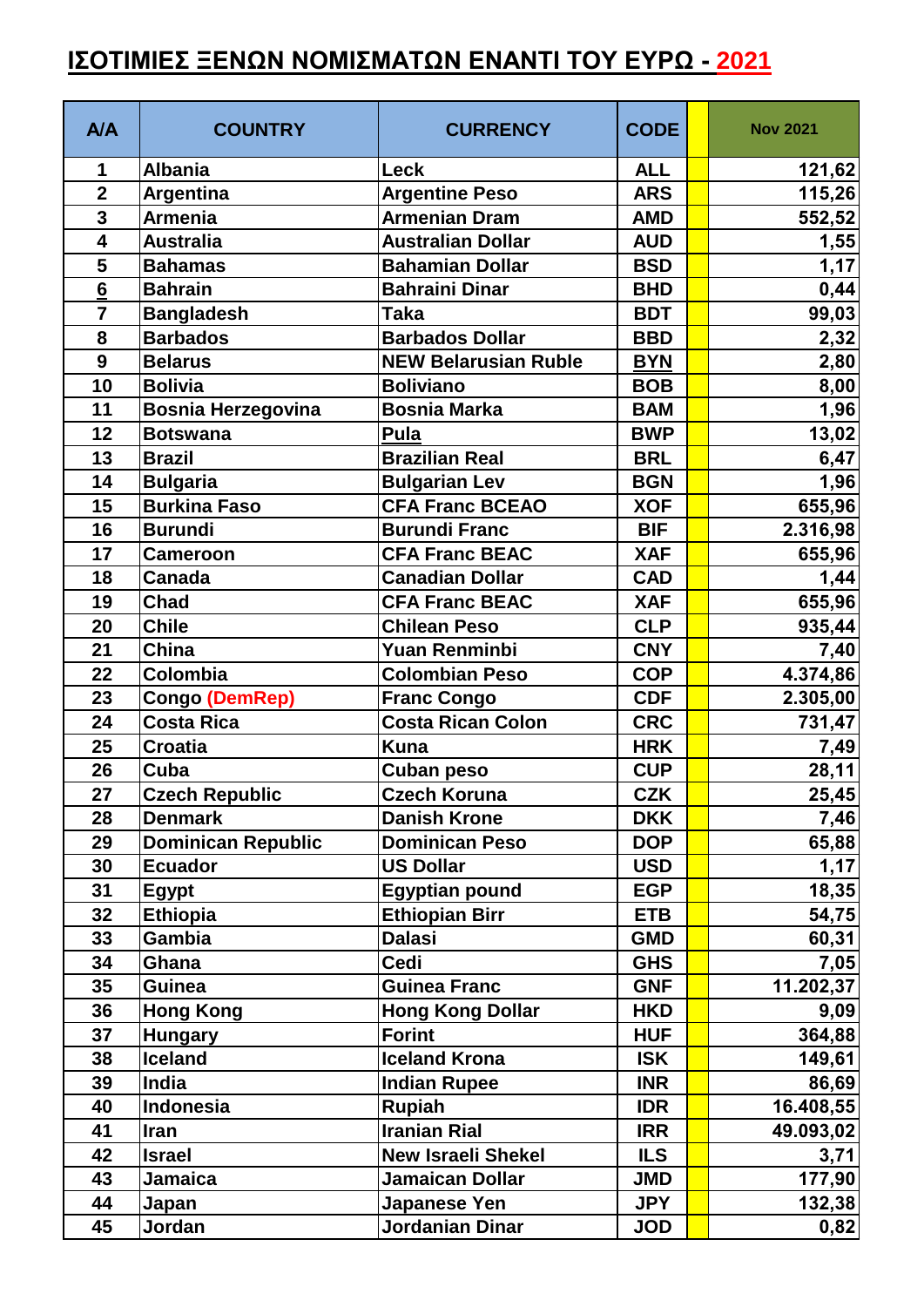# ΙΣΟΤΙΜΙΕΣ ΞΕΝΩΝ ΝΟΜΙΣΜΑΤΩΝ ΕΝΑΝΤΙ ΤΟΥ ΕΥΡΩ - 2021

| A/A | COUNTRY | CURRENCY | CODE | | Nov 2021 |
|---|---|---|---|---|---|
| 1 | Albania | Leck | ALL | | 121,62 |
| 2 | Argentina | Argentine Peso | ARS | | 115,26 |
| 3 | Armenia | Armenian Dram | AMD | | 552,52 |
| 4 | Australia | Australian Dollar | AUD | | 1,55 |
| 5 | Bahamas | Bahamian Dollar | BSD | | 1,17 |
| 6 | Bahrain | Bahraini Dinar | BHD | | 0,44 |
| 7 | Bangladesh | Taka | BDT | | 99,03 |
| 8 | Barbados | Barbados Dollar | BBD | | 2,32 |
| 9 | Belarus | NEW Belarusian Ruble | BYN | | 2,80 |
| 10 | Bolivia | Boliviano | BOB | | 8,00 |
| 11 | Bosnia Herzegovina | Bosnia Marka | BAM | | 1,96 |
| 12 | Botswana | Pula | BWP | | 13,02 |
| 13 | Brazil | Brazilian Real | BRL | | 6,47 |
| 14 | Bulgaria | Bulgarian Lev | BGN | | 1,96 |
| 15 | Burkina Faso | CFA Franc BCEAO | XOF | | 655,96 |
| 16 | Burundi | Burundi Franc | BIF | | 2.316,98 |
| 17 | Cameroon | CFA Franc BEAC | XAF | | 655,96 |
| 18 | Canada | Canadian Dollar | CAD | | 1,44 |
| 19 | Chad | CFA Franc BEAC | XAF | | 655,96 |
| 20 | Chile | Chilean Peso | CLP | | 935,44 |
| 21 | China | Yuan Renminbi | CNY | | 7,40 |
| 22 | Colombia | Colombian Peso | COP | | 4.374,86 |
| 23 | Congo (DemRep) | Franc Congo | CDF | | 2.305,00 |
| 24 | Costa Rica | Costa Rican Colon | CRC | | 731,47 |
| 25 | Croatia | Kuna | HRK | | 7,49 |
| 26 | Cuba | Cuban peso | CUP | | 28,11 |
| 27 | Czech Republic | Czech Koruna | CZK | | 25,45 |
| 28 | Denmark | Danish Krone | DKK | | 7,46 |
| 29 | Dominican Republic | Dominican Peso | DOP | | 65,88 |
| 30 | Ecuador | US Dollar | USD | | 1,17 |
| 31 | Egypt | Egyptian pound | EGP | | 18,35 |
| 32 | Ethiopia | Ethiopian Birr | ETB | | 54,75 |
| 33 | Gambia | Dalasi | GMD | | 60,31 |
| 34 | Ghana | Cedi | GHS | | 7,05 |
| 35 | Guinea | Guinea Franc | GNF | | 11.202,37 |
| 36 | Hong Kong | Hong Kong Dollar | HKD | | 9,09 |
| 37 | Hungary | Forint | HUF | | 364,88 |
| 38 | Iceland | Iceland Krona | ISK | | 149,61 |
| 39 | India | Indian Rupee | INR | | 86,69 |
| 40 | Indonesia | Rupiah | IDR | | 16.408,55 |
| 41 | Iran | Iranian Rial | IRR | | 49.093,02 |
| 42 | Israel | New Israeli Shekel | ILS | | 3,71 |
| 43 | Jamaica | Jamaican Dollar | JMD | | 177,90 |
| 44 | Japan | Japanese Yen | JPY | | 132,38 |
| 45 | Jordan | Jordanian Dinar | JOD | | 0,82 |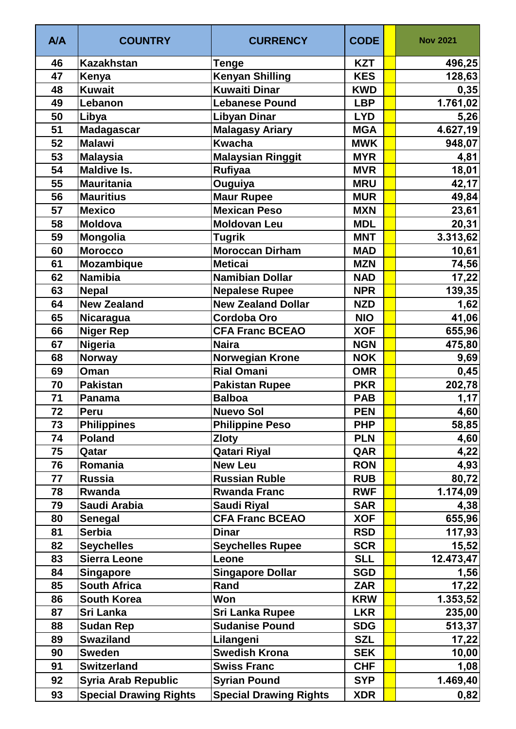| A/A | COUNTRY | CURRENCY | CODE | | Nov 2021 |
|---|---|---|---|---|---|
| 46 | Kazakhstan | Tenge | KZT | | 496,25 |
| 47 | Kenya | Kenyan Shilling | KES | | 128,63 |
| 48 | Kuwait | Kuwaiti Dinar | KWD | | 0,35 |
| 49 | Lebanon | Lebanese Pound | LBP | | 1.761,02 |
| 50 | Libya | Libyan Dinar | LYD | | 5,26 |
| 51 | Madagascar | Malagasy Ariary | MGA | | 4.627,19 |
| 52 | Malawi | Kwacha | MWK | | 948,07 |
| 53 | Malaysia | Malaysian Ringgit | MYR | | 4,81 |
| 54 | Maldive Is. | Rufiyaa | MVR | | 18,01 |
| 55 | Mauritania | Ouguiya | MRU | | 42,17 |
| 56 | Mauritius | Maur Rupee | MUR | | 49,84 |
| 57 | Mexico | Mexican Peso | MXN | | 23,61 |
| 58 | Moldova | Moldovan Leu | MDL | | 20,31 |
| 59 | Mongolia | Tugrik | MNT | | 3.313,62 |
| 60 | Morocco | Moroccan Dirham | MAD | | 10,61 |
| 61 | Mozambique | Meticai | MZN | | 74,56 |
| 62 | Namibia | Namibian Dollar | NAD | | 17,22 |
| 63 | Nepal | Nepalese Rupee | NPR | | 139,35 |
| 64 | New Zealand | New Zealand Dollar | NZD | | 1,62 |
| 65 | Nicaragua | Cordoba Oro | NIO | | 41,06 |
| 66 | Niger Rep | CFA Franc BCEAO | XOF | | 655,96 |
| 67 | Nigeria | Naira | NGN | | 475,80 |
| 68 | Norway | Norwegian Krone | NOK | | 9,69 |
| 69 | Oman | Rial Omani | OMR | | 0,45 |
| 70 | Pakistan | Pakistan Rupee | PKR | | 202,78 |
| 71 | Panama | Balboa | PAB | | 1,17 |
| 72 | Peru | Nuevo Sol | PEN | | 4,60 |
| 73 | Philippines | Philippine Peso | PHP | | 58,85 |
| 74 | Poland | Zloty | PLN | | 4,60 |
| 75 | Qatar | Qatari Riyal | QAR | | 4,22 |
| 76 | Romania | New Leu | RON | | 4,93 |
| 77 | Russia | Russian Ruble | RUB | | 80,72 |
| 78 | Rwanda | Rwanda Franc | RWF | | 1.174,09 |
| 79 | Saudi Arabia | Saudi Riyal | SAR | | 4,38 |
| 80 | Senegal | CFA Franc BCEAO | XOF | | 655,96 |
| 81 | Serbia | Dinar | RSD | | 117,93 |
| 82 | Seychelles | Seychelles Rupee | SCR | | 15,52 |
| 83 | Sierra Leone | Leone | SLL | | 12.473,47 |
| 84 | Singapore | Singapore Dollar | SGD | | 1,56 |
| 85 | South Africa | Rand | ZAR | | 17,22 |
| 86 | South Korea | Won | KRW | | 1.353,52 |
| 87 | Sri Lanka | Sri Lanka Rupee | LKR | | 235,00 |
| 88 | Sudan Rep | Sudanise Pound | SDG | | 513,37 |
| 89 | Swaziland | Lilangeni | SZL | | 17,22 |
| 90 | Sweden | Swedish Krona | SEK | | 10,00 |
| 91 | Switzerland | Swiss Franc | CHF | | 1,08 |
| 92 | Syria Arab Republic | Syrian Pound | SYP | | 1.469,40 |
| 93 | Special Drawing Rights | Special Drawing Rights | XDR | | 0,82 |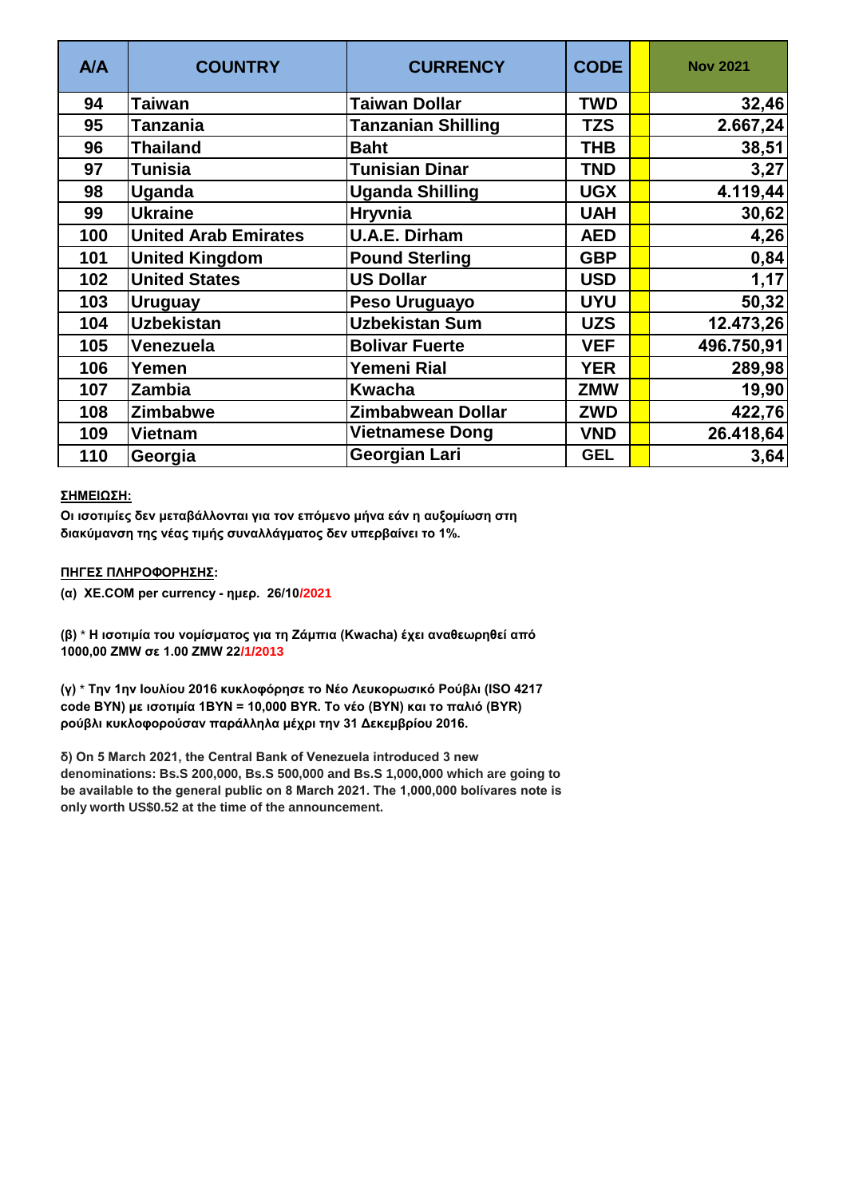| A/A | COUNTRY | CURRENCY | CODE | | Nov 2021 |
|---|---|---|---|---|---|
| 94 | Taiwan | Taiwan Dollar | TWD | | 32,46 |
| 95 | Tanzania | Tanzanian Shilling | TZS | | 2.667,24 |
| 96 | Thailand | Baht | THB | | 38,51 |
| 97 | Tunisia | Tunisian Dinar | TND | | 3,27 |
| 98 | Uganda | Uganda Shilling | UGX | | 4.119,44 |
| 99 | Ukraine | Hryvnia | UAH | | 30,62 |
| 100 | United Arab Emirates | U.A.E. Dirham | AED | | 4,26 |
| 101 | United Kingdom | Pound Sterling | GBP | | 0,84 |
| 102 | United States | US Dollar | USD | | 1,17 |
| 103 | Uruguay | Peso Uruguayo | UYU | | 50,32 |
| 104 | Uzbekistan | Uzbekistan Sum | UZS | | 12.473,26 |
| 105 | Venezuela | Bolivar Fuerte | VEF | | 496.750,91 |
| 106 | Yemen | Yemeni Rial | YER | | 289,98 |
| 107 | Zambia | Kwacha | ZMW | | 19,90 |
| 108 | Zimbabwe | Zimbabwean Dollar | ZWD | | 422,76 |
| 109 | Vietnam | Vietnamese Dong | VND | | 26.418,64 |
| 110 | Georgia | Georgian Lari | GEL | | 3,64 |

**ΣΗΜΕΙΩΣΗ:**

**Οι ισοτιμίες δεν μεταβάλλονται για τον επόμενο μήνα εάν η αυξομίωση στη διακύμανση της νέας τιμής συναλλάγματος δεν υπερβαίνει το 1%.**

**ΠΗΓΕΣ ΠΛΗΡΟΦΟΡΗΣΗΣ:**

**(α) XE.COM per currency - ημερ. 26/10/2021**

**(β) * Η ισοτιμία του νομίσματος για τη Ζάμπια (Kwacha) έχει αναθεωρηθεί από 1000,00 ZMW σε 1.00 ZMW 22/1/2013**

**(γ) * Την 1ην Ιουλίου 2016 κυκλοφόρησε το Νέο Λευκορωσικό Ρούβλι (ISO 4217 code BYN) με ισοτιμία 1BYN = 10,000 BYR. Το νέο (BYN) και το παλιό (BYR) ρούβλι κυκλοφορούσαν παράλληλα μέχρι την 31 Δεκεμβρίου 2016.**

**δ) On 5 March 2021, the Central Bank of Venezuela introduced 3 new denominations: Bs.S 200,000, Bs.S 500,000 and Bs.S 1,000,000 which are going to be available to the general public on 8 March 2021. The 1,000,000 bolívares note is only worth US$0.52 at the time of the announcement.**